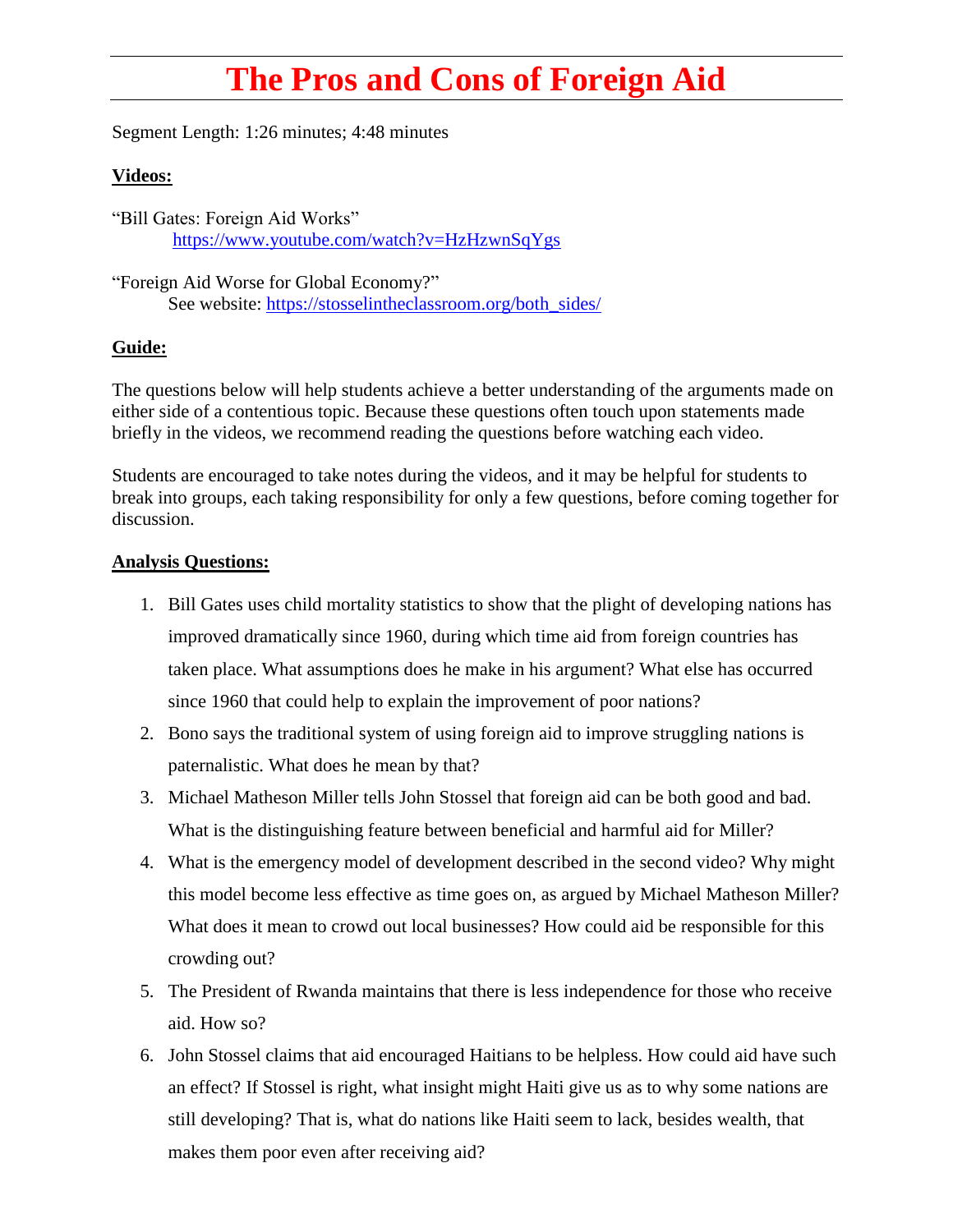# The Pros and Cons of Foreign Aid

Segment Length: 1:26 minutes; 4:48 minutes

**Videos:**

"Bill Gates: Foreign Aid Works"
https://www.youtube.com/watch?v=HzHzwnSqYgs

"Foreign Aid Worse for Global Economy?"
See website: https://stosselintheclassroom.org/both_sides/

**Guide:**

The questions below will help students achieve a better understanding of the arguments made on either side of a contentious topic. Because these questions often touch upon statements made briefly in the videos, we recommend reading the questions before watching each video.

Students are encouraged to take notes during the videos, and it may be helpful for students to break into groups, each taking responsibility for only a few questions, before coming together for discussion.

**Analysis Questions:**

1. Bill Gates uses child mortality statistics to show that the plight of developing nations has improved dramatically since 1960, during which time aid from foreign countries has taken place. What assumptions does he make in his argument? What else has occurred since 1960 that could help to explain the improvement of poor nations?
2. Bono says the traditional system of using foreign aid to improve struggling nations is paternalistic. What does he mean by that?
3. Michael Matheson Miller tells John Stossel that foreign aid can be both good and bad. What is the distinguishing feature between beneficial and harmful aid for Miller?
4. What is the emergency model of development described in the second video? Why might this model become less effective as time goes on, as argued by Michael Matheson Miller? What does it mean to crowd out local businesses? How could aid be responsible for this crowding out?
5. The President of Rwanda maintains that there is less independence for those who receive aid. How so?
6. John Stossel claims that aid encouraged Haitians to be helpless. How could aid have such an effect? If Stossel is right, what insight might Haiti give us as to why some nations are still developing? That is, what do nations like Haiti seem to lack, besides wealth, that makes them poor even after receiving aid?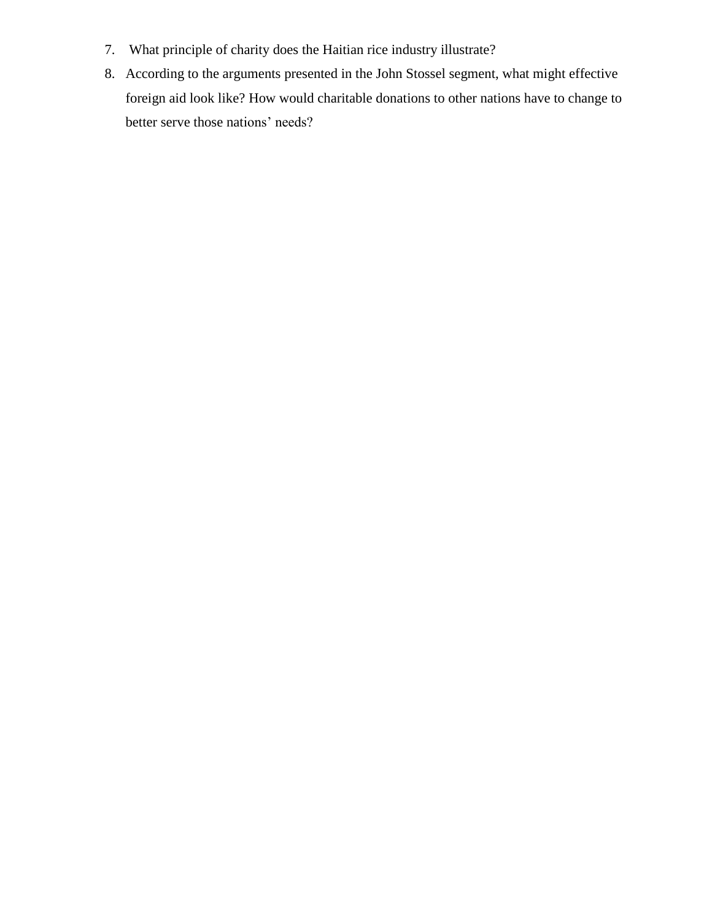7. What principle of charity does the Haitian rice industry illustrate?
8. According to the arguments presented in the John Stossel segment, what might effective foreign aid look like? How would charitable donations to other nations have to change to better serve those nations' needs?